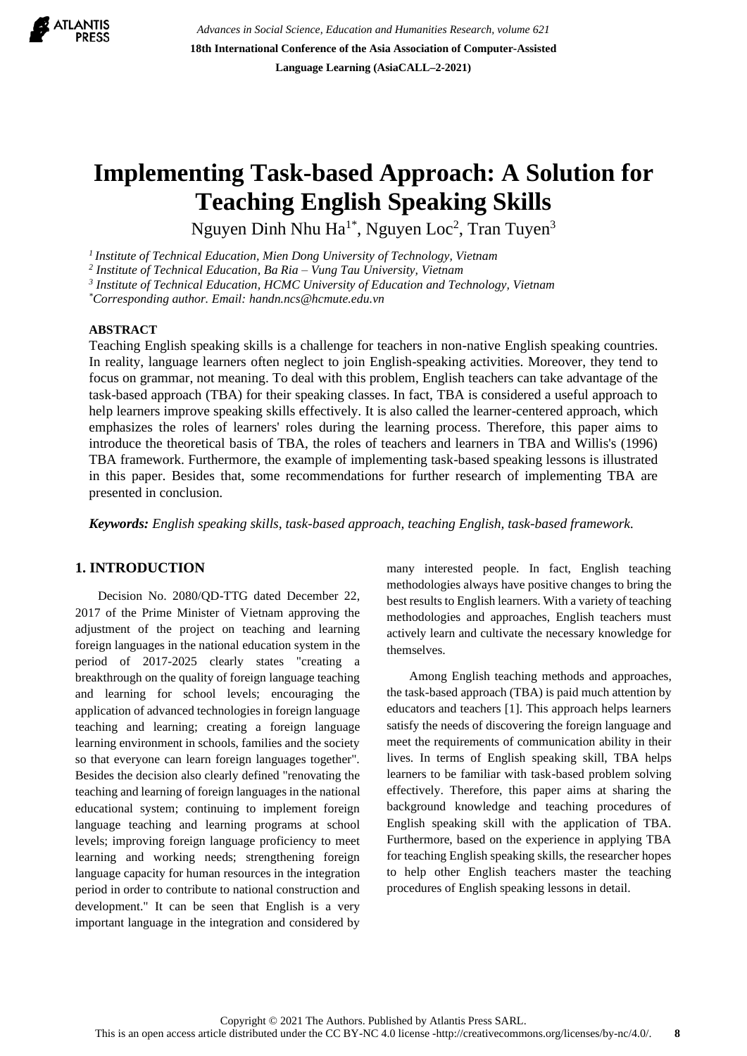# Implementing Task-based Approach: A Solution for Teaching English Speaking Skills

Nguyen Dinh Nhu Ha[1*], Nguyen Loc[2], Tran Tuyen[3]

[1] *Institute of Technical Education, Mien Dong University of Technology, Vietnam*
[2] *Institute of Technical Education, Ba Ria – Vung Tau University, Vietnam*
[3] *Institute of Technical Education, HCMC University of Education and Technology, Vietnam*
[*] *Corresponding author. Email: handn.ncs@hcmute.edu.vn*

## ABSTRACT

Teaching English speaking skills is a challenge for teachers in non-native English speaking countries. In reality, language learners often neglect to join English-speaking activities. Moreover, they tend to focus on grammar, not meaning. To deal with this problem, English teachers can take advantage of the task-based approach (TBA) for their speaking classes. In fact, TBA is considered a useful approach to help learners improve speaking skills effectively. It is also called the learner-centered approach, which emphasizes the roles of learners' roles during the learning process. Therefore, this paper aims to introduce the theoretical basis of TBA, the roles of teachers and learners in TBA and Willis's (1996) TBA framework. Furthermore, the example of implementing task-based speaking lessons is illustrated in this paper. Besides that, some recommendations for further research of implementing TBA are presented in conclusion.

***Keywords:*** *English speaking skills, task-based approach, teaching English, task-based framework.*

## 1. INTRODUCTION

Decision No. 2080/QD-TTG dated December 22, 2017 of the Prime Minister of Vietnam approving the adjustment of the project on teaching and learning foreign languages in the national education system in the period of 2017-2025 clearly states "creating a breakthrough on the quality of foreign language teaching and learning for school levels; encouraging the application of advanced technologies in foreign language teaching and learning; creating a foreign language learning environment in schools, families and the society so that everyone can learn foreign languages together". Besides the decision also clearly defined "renovating the teaching and learning of foreign languages in the national educational system; continuing to implement foreign language teaching and learning programs at school levels; improving foreign language proficiency to meet learning and working needs; strengthening foreign language capacity for human resources in the integration period in order to contribute to national construction and development." It can be seen that English is a very important language in the integration and considered by many interested people. In fact, English teaching methodologies always have positive changes to bring the best results to English learners. With a variety of teaching methodologies and approaches, English teachers must actively learn and cultivate the necessary knowledge for themselves.

Among English teaching methods and approaches, the task-based approach (TBA) is paid much attention by educators and teachers [1]. This approach helps learners satisfy the needs of discovering the foreign language and meet the requirements of communication ability in their lives. In terms of English speaking skill, TBA helps learners to be familiar with task-based problem solving effectively. Therefore, this paper aims at sharing the background knowledge and teaching procedures of English speaking skill with the application of TBA. Furthermore, based on the experience in applying TBA for teaching English speaking skills, the researcher hopes to help other English teachers master the teaching procedures of English speaking lessons in detail.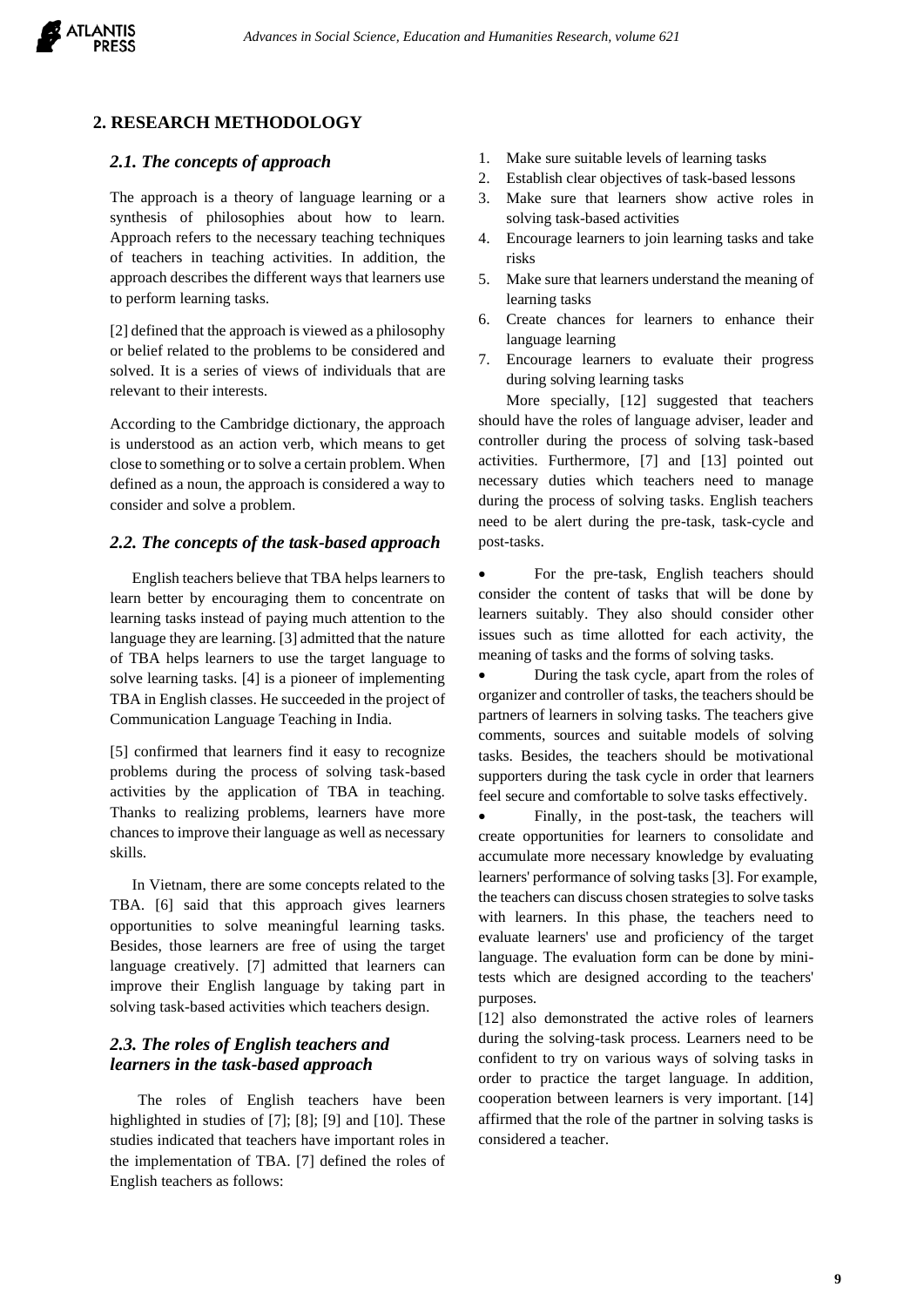## 2. RESEARCH METHODOLOGY

### *2.1. The concepts of approach*

The approach is a theory of language learning or a synthesis of philosophies about how to learn. Approach refers to the necessary teaching techniques of teachers in teaching activities. In addition, the approach describes the different ways that learners use to perform learning tasks.

[2] defined that the approach is viewed as a philosophy or belief related to the problems to be considered and solved. It is a series of views of individuals that are relevant to their interests.

According to the Cambridge dictionary, the approach is understood as an action verb, which means to get close to something or to solve a certain problem. When defined as a noun, the approach is considered a way to consider and solve a problem.

### *2.2. The concepts of the task-based approach*

English teachers believe that TBA helps learners to learn better by encouraging them to concentrate on learning tasks instead of paying much attention to the language they are learning. [3] admitted that the nature of TBA helps learners to use the target language to solve learning tasks. [4] is a pioneer of implementing TBA in English classes. He succeeded in the project of Communication Language Teaching in India.

[5] confirmed that learners find it easy to recognize problems during the process of solving task-based activities by the application of TBA in teaching. Thanks to realizing problems, learners have more chances to improve their language as well as necessary skills.

In Vietnam, there are some concepts related to the TBA. [6] said that this approach gives learners opportunities to solve meaningful learning tasks. Besides, those learners are free of using the target language creatively. [7] admitted that learners can improve their English language by taking part in solving task-based activities which teachers design.

### *2.3. The roles of English teachers and learners in the task-based approach*

The roles of English teachers have been highlighted in studies of [7]; [8]; [9] and [10]. These studies indicated that teachers have important roles in the implementation of TBA. [7] defined the roles of English teachers as follows:

1. Make sure suitable levels of learning tasks
2. Establish clear objectives of task-based lessons
3. Make sure that learners show active roles in solving task-based activities
4. Encourage learners to join learning tasks and take risks
5. Make sure that learners understand the meaning of learning tasks
6. Create chances for learners to enhance their language learning
7. Encourage learners to evaluate their progress during solving learning tasks

More specially, [12] suggested that teachers should have the roles of language adviser, leader and controller during the process of solving task-based activities. Furthermore, [7] and [13] pointed out necessary duties which teachers need to manage during the process of solving tasks. English teachers need to be alert during the pre-task, task-cycle and post-tasks.

- For the pre-task, English teachers should consider the content of tasks that will be done by learners suitably. They also should consider other issues such as time allotted for each activity, the meaning of tasks and the forms of solving tasks.
- During the task cycle, apart from the roles of organizer and controller of tasks, the teachers should be partners of learners in solving tasks. The teachers give comments, sources and suitable models of solving tasks. Besides, the teachers should be motivational supporters during the task cycle in order that learners feel secure and comfortable to solve tasks effectively.
- Finally, in the post-task, the teachers will create opportunities for learners to consolidate and accumulate more necessary knowledge by evaluating learners' performance of solving tasks [3]. For example, the teachers can discuss chosen strategies to solve tasks with learners. In this phase, the teachers need to evaluate learners' use and proficiency of the target language. The evaluation form can be done by mini-tests which are designed according to the teachers' purposes.

[12] also demonstrated the active roles of learners during the solving-task process. Learners need to be confident to try on various ways of solving tasks in order to practice the target language. In addition, cooperation between learners is very important. [14] affirmed that the role of the partner in solving tasks is considered a teacher.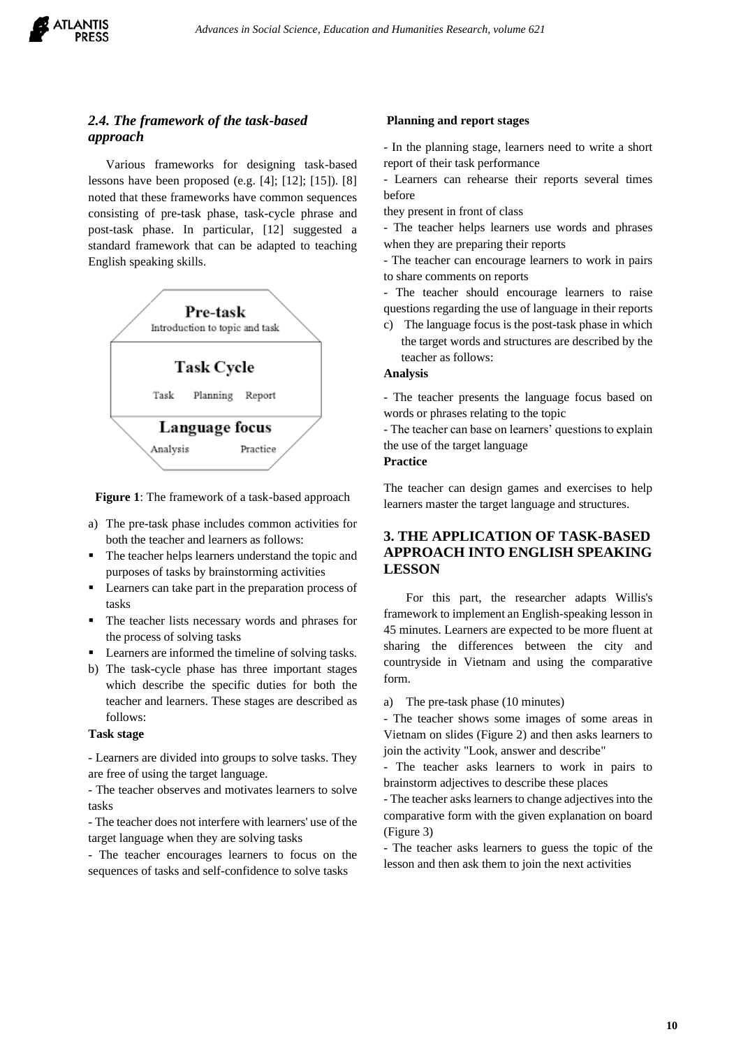### *2.4. The framework of the task-based approach*

Various frameworks for designing task-based lessons have been proposed (e.g. [4]; [12]; [15]). [8] noted that these frameworks have common sequences consisting of pre-task phase, task-cycle phrase and post-task phase. In particular, [12] suggested a standard framework that can be adapted to teaching English speaking skills.

**Pre-task**
Introduction to topic and task

**Task Cycle**
Task Planning Report

**Language focus**
Analysis Practice

**Figure 1**: The framework of a task-based approach

a) The pre-task phase includes common activities for both the teacher and learners as follows:

- The teacher helps learners understand the topic and purposes of tasks by brainstorming activities
- Learners can take part in the preparation process of tasks
- The teacher lists necessary words and phrases for the process of solving tasks
- Learners are informed the timeline of solving tasks.

b) The task-cycle phase has three important stages which describe the specific duties for both the teacher and learners. These stages are described as follows:

**Task stage**

- Learners are divided into groups to solve tasks. They are free of using the target language.
- The teacher observes and motivates learners to solve tasks
- The teacher does not interfere with learners' use of the target language when they are solving tasks
- The teacher encourages learners to focus on the sequences of tasks and self-confidence to solve tasks

**Planning and report stages**

- In the planning stage, learners need to write a short report of their task performance
- Learners can rehearse their reports several times before they present in front of class
- The teacher helps learners use words and phrases when they are preparing their reports
- The teacher can encourage learners to work in pairs to share comments on reports
- The teacher should encourage learners to raise questions regarding the use of language in their reports

c) The language focus is the post-task phase in which the target words and structures are described by the teacher as follows:

**Analysis**

- The teacher presents the language focus based on words or phrases relating to the topic
- The teacher can base on learners' questions to explain the use of the target language

**Practice**

The teacher can design games and exercises to help learners master the target language and structures.

## 3. THE APPLICATION OF TASK-BASED APPROACH INTO ENGLISH SPEAKING LESSON

For this part, the researcher adapts Willis's framework to implement an English-speaking lesson in 45 minutes. Learners are expected to be more fluent at sharing the differences between the city and countryside in Vietnam and using the comparative form.

a) The pre-task phase (10 minutes)

- The teacher shows some images of some areas in Vietnam on slides (Figure 2) and then asks learners to join the activity "Look, answer and describe"
- The teacher asks learners to work in pairs to brainstorm adjectives to describe these places
- The teacher asks learners to change adjectives into the comparative form with the given explanation on board (Figure 3)
- The teacher asks learners to guess the topic of the lesson and then ask them to join the next activities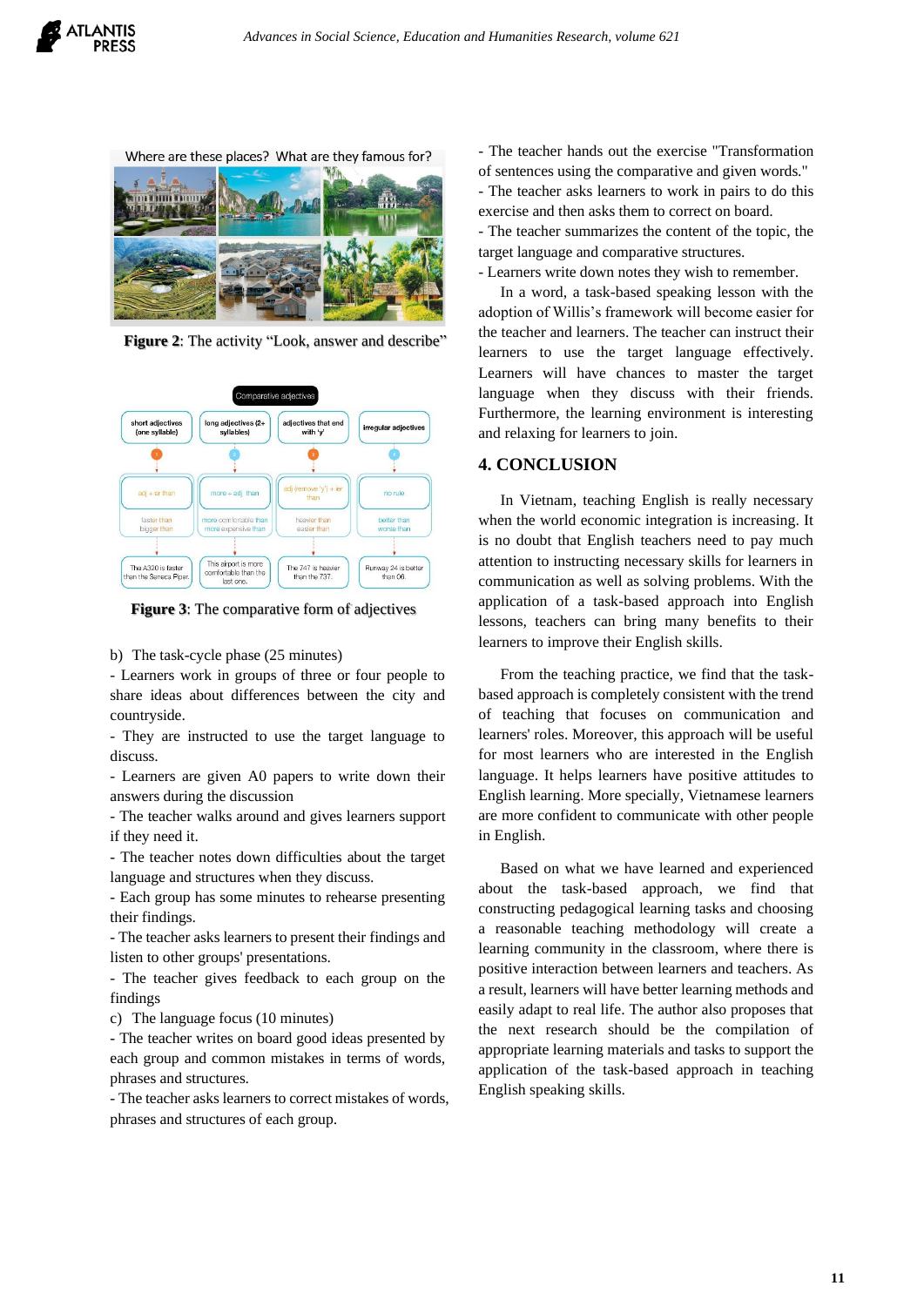Where are these places? What are they famous for?

**Figure 2**: The activity "Look, answer and describe"

**Figure 3**: The comparative form of adjectives

b) The task-cycle phase (25 minutes)

- Learners work in groups of three or four people to share ideas about differences between the city and countryside.
- They are instructed to use the target language to discuss.
- Learners are given A0 papers to write down their answers during the discussion
- The teacher walks around and gives learners support if they need it.
- The teacher notes down difficulties about the target language and structures when they discuss.
- Each group has some minutes to rehearse presenting their findings.
- The teacher asks learners to present their findings and listen to other groups' presentations.
- The teacher gives feedback to each group on the findings

c) The language focus (10 minutes)

- The teacher writes on board good ideas presented by each group and common mistakes in terms of words, phrases and structures.
- The teacher asks learners to correct mistakes of words, phrases and structures of each group.
- The teacher hands out the exercise "Transformation of sentences using the comparative and given words."
- The teacher asks learners to work in pairs to do this exercise and then asks them to correct on board.
- The teacher summarizes the content of the topic, the target language and comparative structures.
- Learners write down notes they wish to remember.

In a word, a task-based speaking lesson with the adoption of Willis's framework will become easier for the teacher and learners. The teacher can instruct their learners to use the target language effectively. Learners will have chances to master the target language when they discuss with their friends. Furthermore, the learning environment is interesting and relaxing for learners to join.

## 4. CONCLUSION

In Vietnam, teaching English is really necessary when the world economic integration is increasing. It is no doubt that English teachers need to pay much attention to instructing necessary skills for learners in communication as well as solving problems. With the application of a task-based approach into English lessons, teachers can bring many benefits to their learners to improve their English skills.

From the teaching practice, we find that the task-based approach is completely consistent with the trend of teaching that focuses on communication and learners' roles. Moreover, this approach will be useful for most learners who are interested in the English language. It helps learners have positive attitudes to English learning. More specially, Vietnamese learners are more confident to communicate with other people in English.

Based on what we have learned and experienced about the task-based approach, we find that constructing pedagogical learning tasks and choosing a reasonable teaching methodology will create a learning community in the classroom, where there is positive interaction between learners and teachers. As a result, learners will have better learning methods and easily adapt to real life. The author also proposes that the next research should be the compilation of appropriate learning materials and tasks to support the application of the task-based approach in teaching English speaking skills.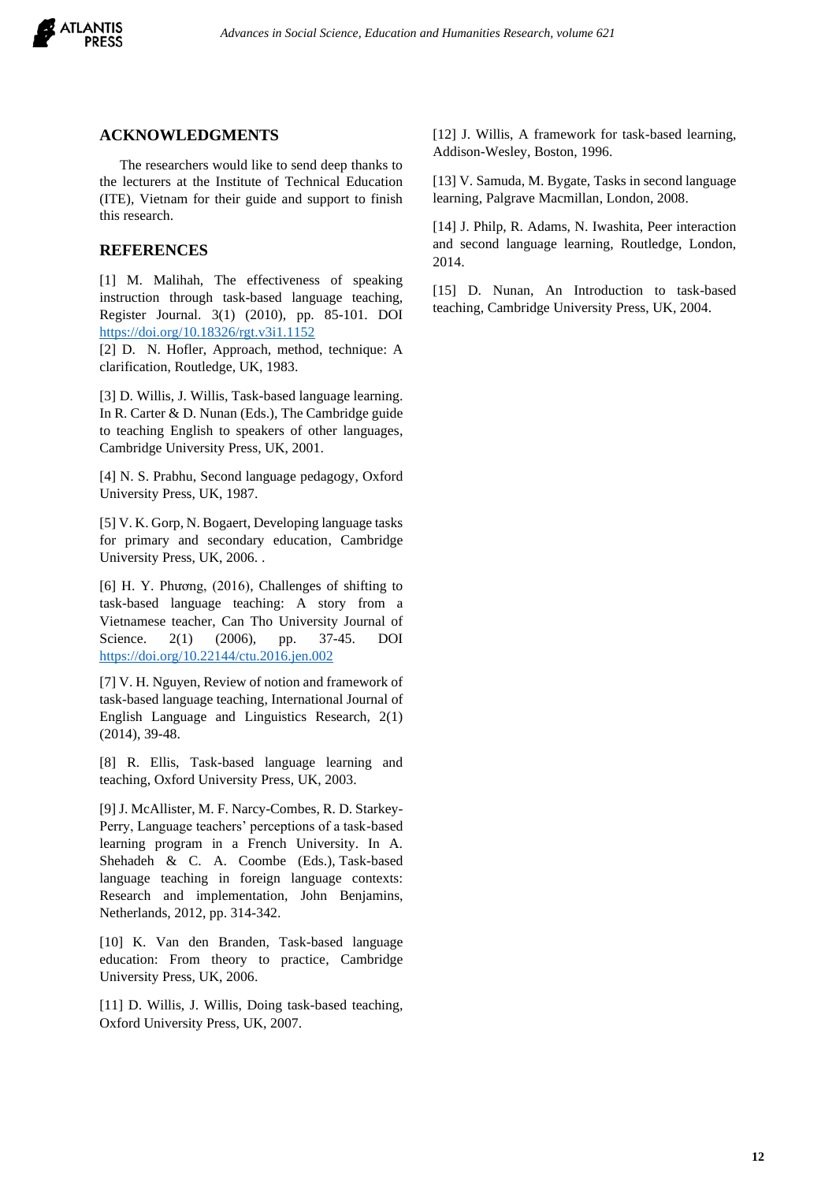## ACKNOWLEDGMENTS

The researchers would like to send deep thanks to the lecturers at the Institute of Technical Education (ITE), Vietnam for their guide and support to finish this research.

## REFERENCES

[1] M. Malihah, The effectiveness of speaking instruction through task-based language teaching, Register Journal. 3(1) (2010), pp. 85-101. DOI https://doi.org/10.18326/rgt.v3i1.1152

[2] D. N. Hofler, Approach, method, technique: A clarification, Routledge, UK, 1983.

[3] D. Willis, J. Willis, Task-based language learning. In R. Carter & D. Nunan (Eds.), The Cambridge guide to teaching English to speakers of other languages, Cambridge University Press, UK, 2001.

[4] N. S. Prabhu, Second language pedagogy, Oxford University Press, UK, 1987.

[5] V. K. Gorp, N. Bogaert, Developing language tasks for primary and secondary education, Cambridge University Press, UK, 2006. .

[6] H. Y. Phương, (2016), Challenges of shifting to task-based language teaching: A story from a Vietnamese teacher, Can Tho University Journal of Science. 2(1) (2006), pp. 37-45. DOI https://doi.org/10.22144/ctu.2016.jen.002

[7] V. H. Nguyen, Review of notion and framework of task-based language teaching, International Journal of English Language and Linguistics Research, 2(1) (2014), 39-48.

[8] R. Ellis, Task-based language learning and teaching, Oxford University Press, UK, 2003.

[9] J. McAllister, M. F. Narcy-Combes, R. D. Starkey-Perry, Language teachers' perceptions of a task-based learning program in a French University. In A. Shehadeh & C. A. Coombe (Eds.), Task-based language teaching in foreign language contexts: Research and implementation, John Benjamins, Netherlands, 2012, pp. 314-342.

[10] K. Van den Branden, Task-based language education: From theory to practice, Cambridge University Press, UK, 2006.

[11] D. Willis, J. Willis, Doing task-based teaching, Oxford University Press, UK, 2007.

[12] J. Willis, A framework for task-based learning, Addison-Wesley, Boston, 1996.

[13] V. Samuda, M. Bygate, Tasks in second language learning, Palgrave Macmillan, London, 2008.

[14] J. Philp, R. Adams, N. Iwashita, Peer interaction and second language learning, Routledge, London, 2014.

[15] D. Nunan, An Introduction to task-based teaching, Cambridge University Press, UK, 2004.